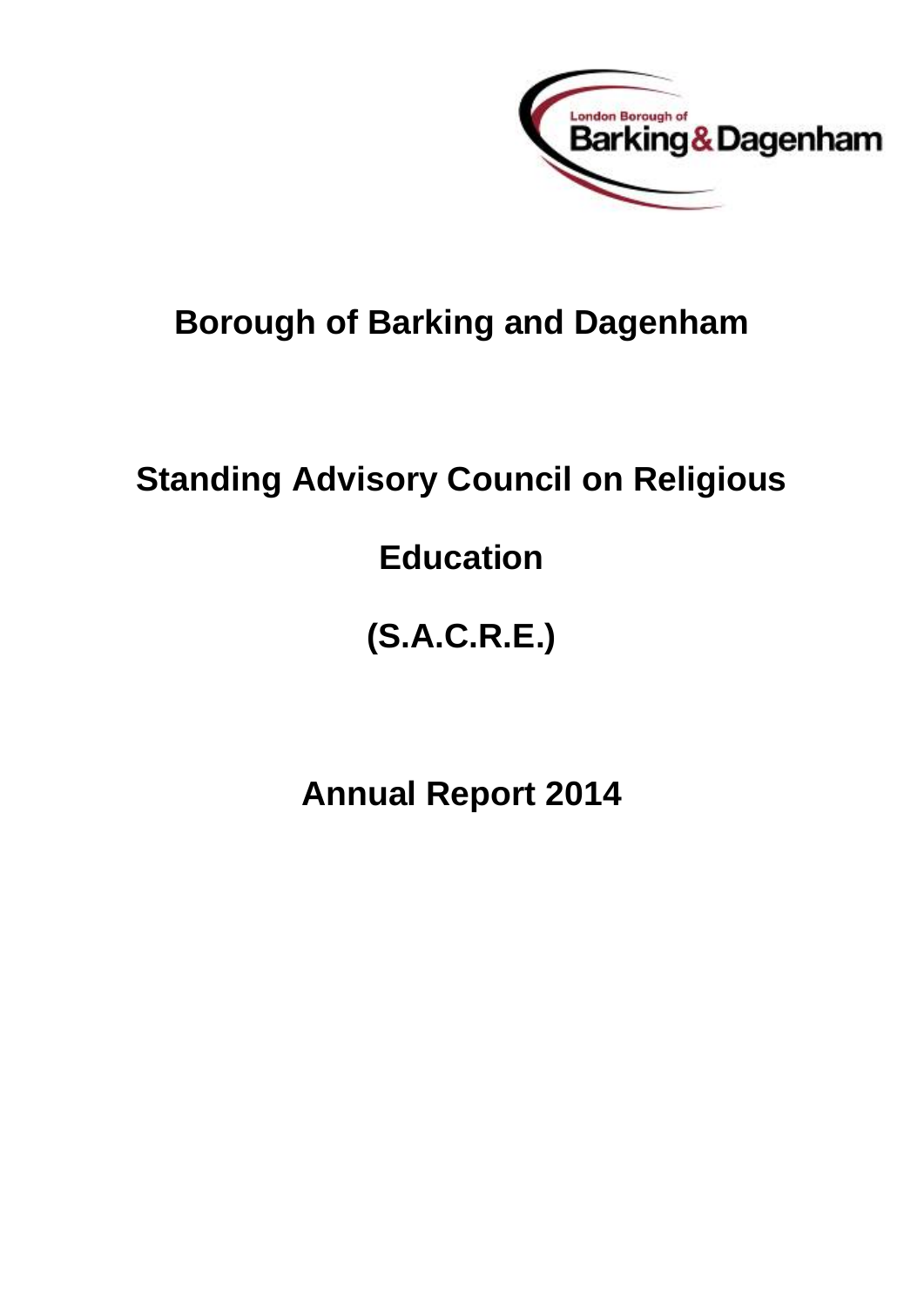# Borough of Barking and Dagenham

# Standing Advisory Council on Religious Education

# (S.A.C.R.E.)

# Annual Report 2014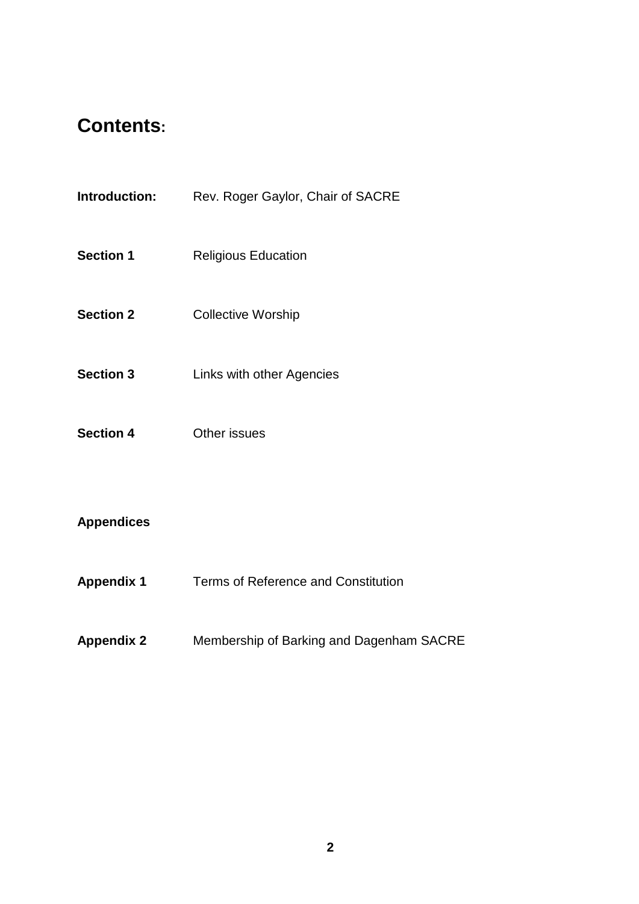# Contents:

**Introduction:** Rev. Roger Gaylor, Chair of SACRE

**Section 1** Religious Education

**Section 2** Collective Worship

**Section 3** Links with other Agencies

**Section 4** Other issues

**Appendices**

**Appendix 1** Terms of Reference and Constitution

**Appendix 2** Membership of Barking and Dagenham SACRE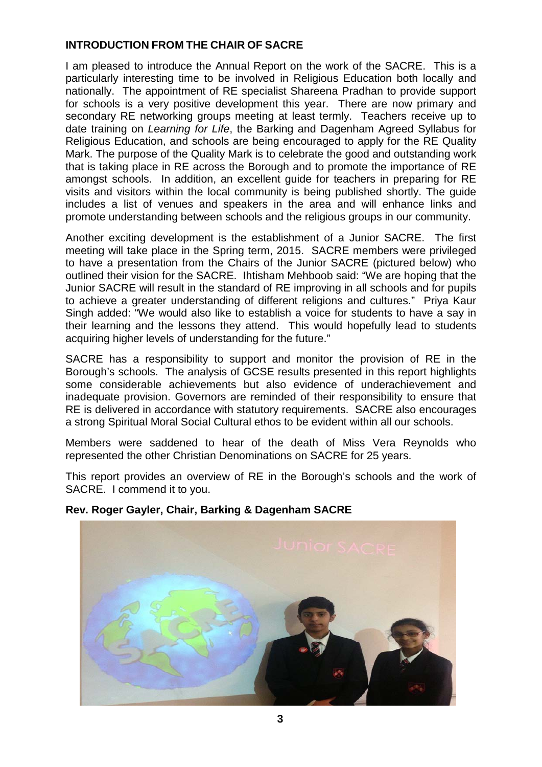## INTRODUCTION FROM THE CHAIR OF SACRE

I am pleased to introduce the Annual Report on the work of the SACRE. This is a particularly interesting time to be involved in Religious Education both locally and nationally. The appointment of RE specialist Shareena Pradhan to provide support for schools is a very positive development this year. There are now primary and secondary RE networking groups meeting at least termly. Teachers receive up to date training on *Learning for Life*, the Barking and Dagenham Agreed Syllabus for Religious Education, and schools are being encouraged to apply for the RE Quality Mark. The purpose of the Quality Mark is to celebrate the good and outstanding work that is taking place in RE across the Borough and to promote the importance of RE amongst schools. In addition, an excellent guide for teachers in preparing for RE visits and visitors within the local community is being published shortly. The guide includes a list of venues and speakers in the area and will enhance links and promote understanding between schools and the religious groups in our community.

Another exciting development is the establishment of a Junior SACRE. The first meeting will take place in the Spring term, 2015. SACRE members were privileged to have a presentation from the Chairs of the Junior SACRE (pictured below) who outlined their vision for the SACRE. Ihtisham Mehboob said: "We are hoping that the Junior SACRE will result in the standard of RE improving in all schools and for pupils to achieve a greater understanding of different religions and cultures." Priya Kaur Singh added: "We would also like to establish a voice for students to have a say in their learning and the lessons they attend. This would hopefully lead to students acquiring higher levels of understanding for the future."

SACRE has a responsibility to support and monitor the provision of RE in the Borough's schools. The analysis of GCSE results presented in this report highlights some considerable achievements but also evidence of underachievement and inadequate provision. Governors are reminded of their responsibility to ensure that RE is delivered in accordance with statutory requirements. SACRE also encourages a strong Spiritual Moral Social Cultural ethos to be evident within all our schools.

Members were saddened to hear of the death of Miss Vera Reynolds who represented the other Christian Denominations on SACRE for 25 years.

This report provides an overview of RE in the Borough's schools and the work of SACRE. I commend it to you.

**Rev. Roger Gayler, Chair, Barking & Dagenham SACRE**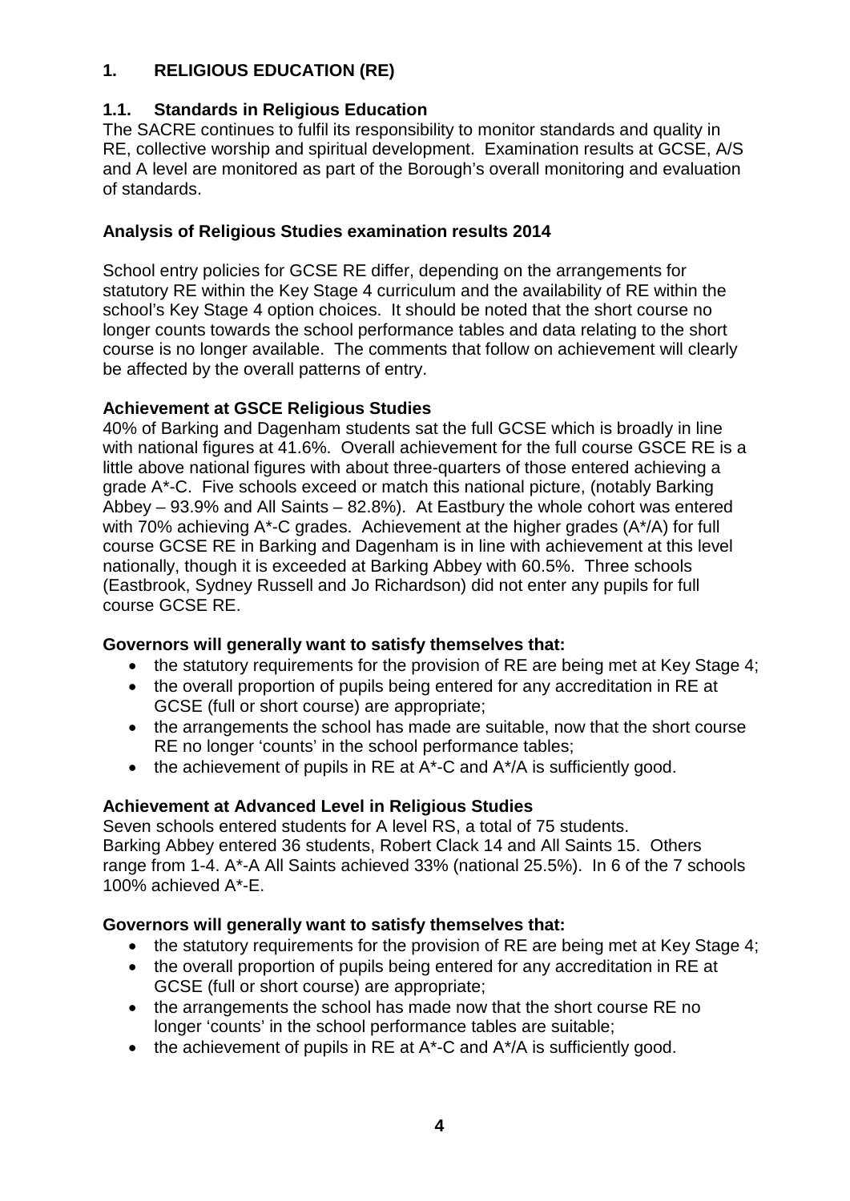# 1. RELIGIOUS EDUCATION (RE)

## 1.1. Standards in Religious Education

The SACRE continues to fulfil its responsibility to monitor standards and quality in RE, collective worship and spiritual development. Examination results at GCSE, A/S and A level are monitored as part of the Borough's overall monitoring and evaluation of standards.

### Analysis of Religious Studies examination results 2014

School entry policies for GCSE RE differ, depending on the arrangements for statutory RE within the Key Stage 4 curriculum and the availability of RE within the school's Key Stage 4 option choices. It should be noted that the short course no longer counts towards the school performance tables and data relating to the short course is no longer available. The comments that follow on achievement will clearly be affected by the overall patterns of entry.

### Achievement at GSCE Religious Studies

40% of Barking and Dagenham students sat the full GCSE which is broadly in line with national figures at 41.6%. Overall achievement for the full course GSCE RE is a little above national figures with about three-quarters of those entered achieving a grade A*-C. Five schools exceed or match this national picture, (notably Barking Abbey – 93.9% and All Saints – 82.8%). At Eastbury the whole cohort was entered with 70% achieving A*-C grades. Achievement at the higher grades (A*/A) for full course GCSE RE in Barking and Dagenham is in line with achievement at this level nationally, though it is exceeded at Barking Abbey with 60.5%. Three schools (Eastbrook, Sydney Russell and Jo Richardson) did not enter any pupils for full course GCSE RE.

**Governors will generally want to satisfy themselves that:**

- the statutory requirements for the provision of RE are being met at Key Stage 4;
- the overall proportion of pupils being entered for any accreditation in RE at GCSE (full or short course) are appropriate;
- the arrangements the school has made are suitable, now that the short course RE no longer 'counts' in the school performance tables;
- the achievement of pupils in RE at A*-C and A*/A is sufficiently good.

### Achievement at Advanced Level in Religious Studies

Seven schools entered students for A level RS, a total of 75 students. Barking Abbey entered 36 students, Robert Clack 14 and All Saints 15. Others range from 1-4. A*-A All Saints achieved 33% (national 25.5%). In 6 of the 7 schools 100% achieved A*-E.

**Governors will generally want to satisfy themselves that:**

- the statutory requirements for the provision of RE are being met at Key Stage 4;
- the overall proportion of pupils being entered for any accreditation in RE at GCSE (full or short course) are appropriate;
- the arrangements the school has made now that the short course RE no longer 'counts' in the school performance tables are suitable;
- the achievement of pupils in RE at A*-C and A*/A is sufficiently good.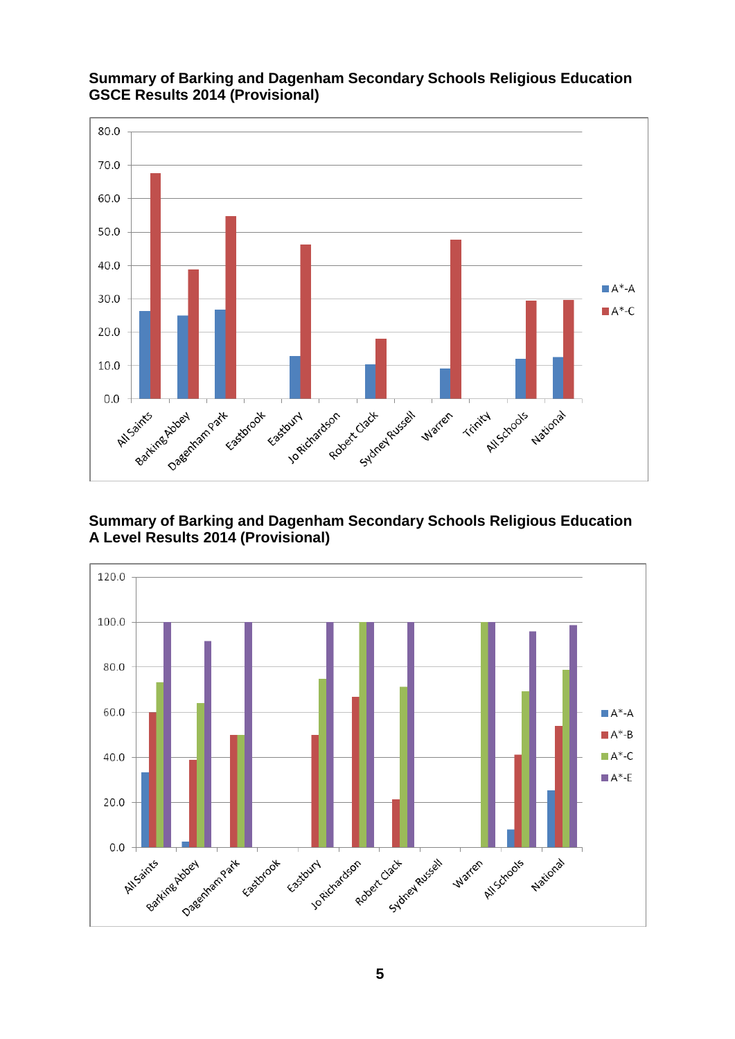**Summary of Barking and Dagenham Secondary Schools Religious Education GSCE Results 2014 (Provisional)**

**Summary of Barking and Dagenham Secondary Schools Religious Education A Level Results 2014 (Provisional)**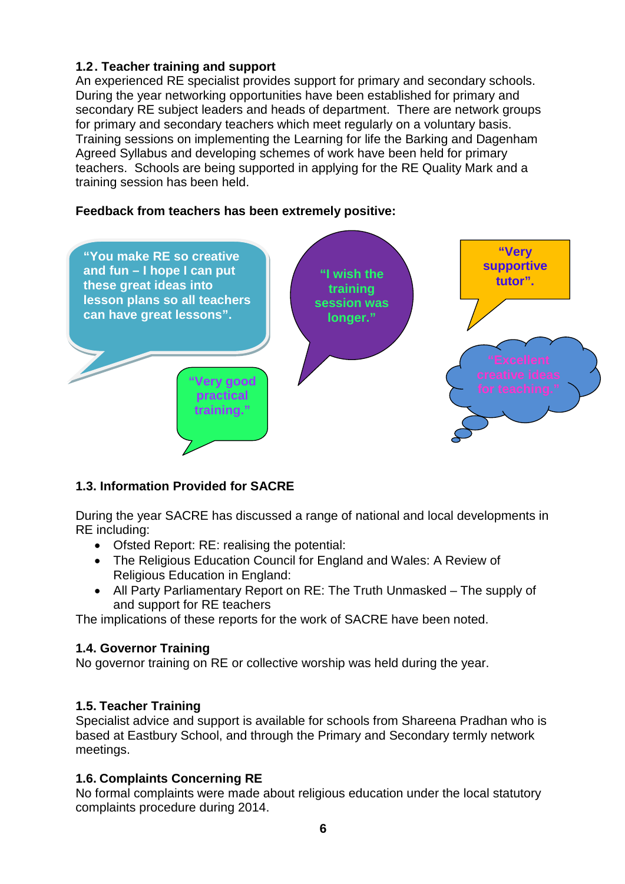### 1.2. Teacher training and support

An experienced RE specialist provides support for primary and secondary schools. During the year networking opportunities have been established for primary and secondary RE subject leaders and heads of department. There are network groups for primary and secondary teachers which meet regularly on a voluntary basis. Training sessions on implementing the Learning for life the Barking and Dagenham Agreed Syllabus and developing schemes of work have been held for primary teachers. Schools are being supported in applying for the RE Quality Mark and a training session has been held.

**Feedback from teachers has been extremely positive:**

"You make RE so creative and fun – I hope I can put these great ideas into lesson plans so all teachers can have great lessons".

"I wish the training session was longer."

"Very supportive tutor".

"Very good practical training."

"Excellent creative ideas for teaching."

### 1.3. Information Provided for SACRE

During the year SACRE has discussed a range of national and local developments in RE including:

- Ofsted Report: RE: realising the potential:
- The Religious Education Council for England and Wales: A Review of Religious Education in England:
- All Party Parliamentary Report on RE: The Truth Unmasked – The supply of and support for RE teachers

The implications of these reports for the work of SACRE have been noted.

### 1.4. Governor Training

No governor training on RE or collective worship was held during the year.

### 1.5. Teacher Training

Specialist advice and support is available for schools from Shareena Pradhan who is based at Eastbury School, and through the Primary and Secondary termly network meetings.

### 1.6. Complaints Concerning RE

No formal complaints were made about religious education under the local statutory complaints procedure during 2014.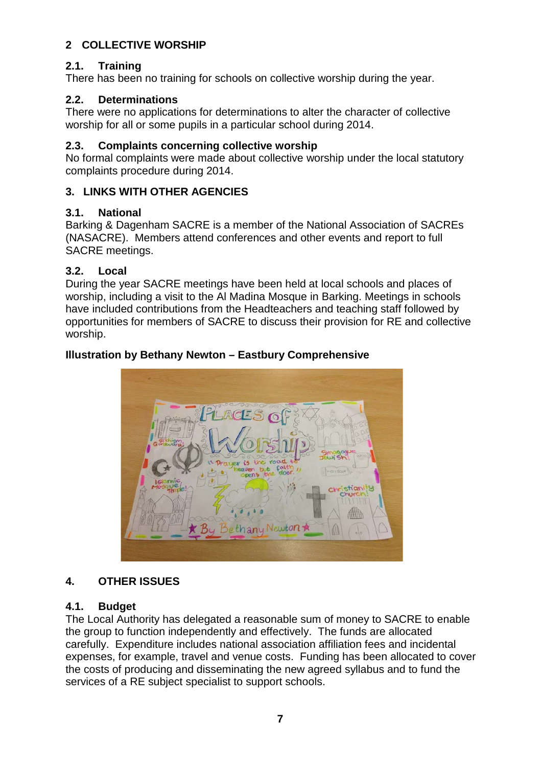## 2 COLLECTIVE WORSHIP

### 2.1. Training

There has been no training for schools on collective worship during the year.

### 2.2. Determinations

There were no applications for determinations to alter the character of collective worship for all or some pupils in a particular school during 2014.

### 2.3. Complaints concerning collective worship

No formal complaints were made about collective worship under the local statutory complaints procedure during 2014.

## 3. LINKS WITH OTHER AGENCIES

### 3.1. National

Barking & Dagenham SACRE is a member of the National Association of SACREs (NASACRE). Members attend conferences and other events and report to full SACRE meetings.

### 3.2. Local

During the year SACRE meetings have been held at local schools and places of worship, including a visit to the Al Madina Mosque in Barking. Meetings in schools have included contributions from the Headteachers and teaching staff followed by opportunities for members of SACRE to discuss their provision for RE and collective worship.

**Illustration by Bethany Newton – Eastbury Comprehensive**

## 4. OTHER ISSUES

### 4.1. Budget

The Local Authority has delegated a reasonable sum of money to SACRE to enable the group to function independently and effectively. The funds are allocated carefully. Expenditure includes national association affiliation fees and incidental expenses, for example, travel and venue costs. Funding has been allocated to cover the costs of producing and disseminating the new agreed syllabus and to fund the services of a RE subject specialist to support schools.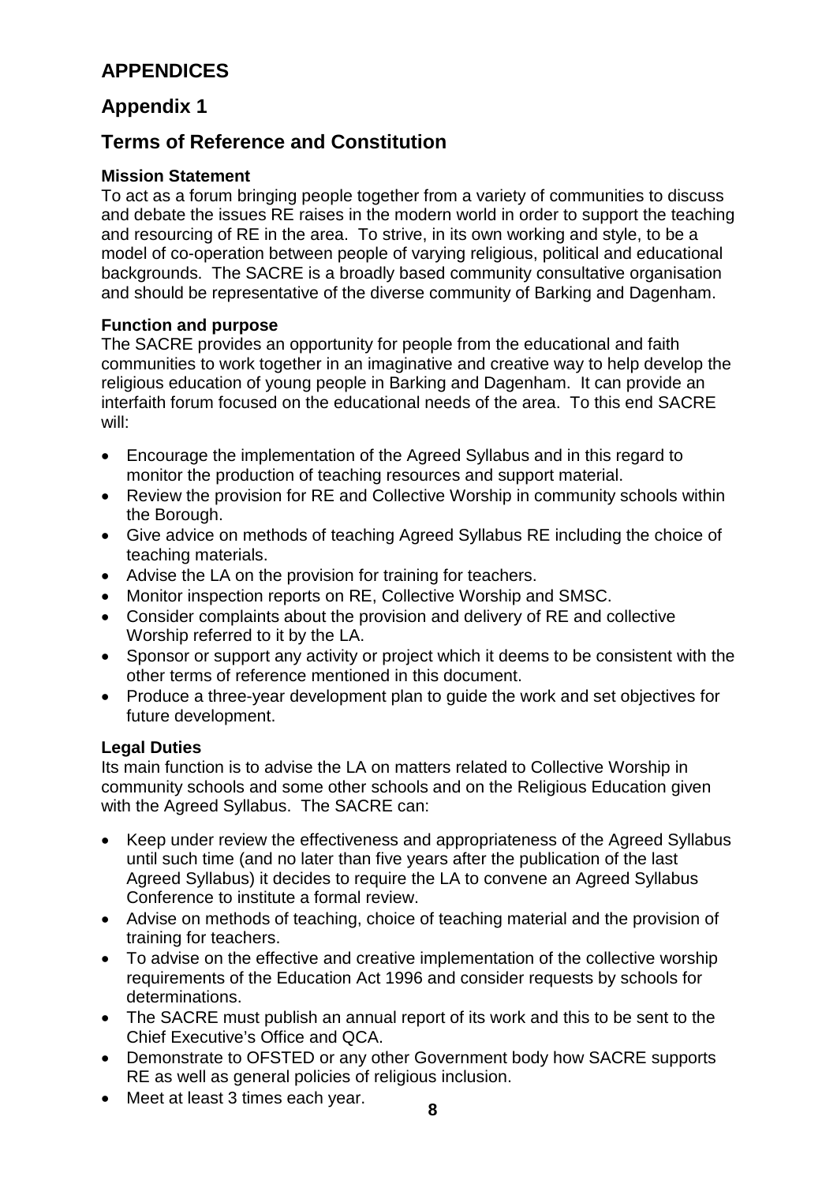# APPENDICES

## Appendix 1

## Terms of Reference and Constitution

### Mission Statement

To act as a forum bringing people together from a variety of communities to discuss and debate the issues RE raises in the modern world in order to support the teaching and resourcing of RE in the area. To strive, in its own working and style, to be a model of co-operation between people of varying religious, political and educational backgrounds. The SACRE is a broadly based community consultative organisation and should be representative of the diverse community of Barking and Dagenham.

### Function and purpose

The SACRE provides an opportunity for people from the educational and faith communities to work together in an imaginative and creative way to help develop the religious education of young people in Barking and Dagenham. It can provide an interfaith forum focused on the educational needs of the area. To this end SACRE will:

- Encourage the implementation of the Agreed Syllabus and in this regard to monitor the production of teaching resources and support material.
- Review the provision for RE and Collective Worship in community schools within the Borough.
- Give advice on methods of teaching Agreed Syllabus RE including the choice of teaching materials.
- Advise the LA on the provision for training for teachers.
- Monitor inspection reports on RE, Collective Worship and SMSC.
- Consider complaints about the provision and delivery of RE and collective Worship referred to it by the LA.
- Sponsor or support any activity or project which it deems to be consistent with the other terms of reference mentioned in this document.
- Produce a three-year development plan to guide the work and set objectives for future development.

### Legal Duties

Its main function is to advise the LA on matters related to Collective Worship in community schools and some other schools and on the Religious Education given with the Agreed Syllabus. The SACRE can:

- Keep under review the effectiveness and appropriateness of the Agreed Syllabus until such time (and no later than five years after the publication of the last Agreed Syllabus) it decides to require the LA to convene an Agreed Syllabus Conference to institute a formal review.
- Advise on methods of teaching, choice of teaching material and the provision of training for teachers.
- To advise on the effective and creative implementation of the collective worship requirements of the Education Act 1996 and consider requests by schools for determinations.
- The SACRE must publish an annual report of its work and this to be sent to the Chief Executive's Office and QCA.
- Demonstrate to OFSTED or any other Government body how SACRE supports RE as well as general policies of religious inclusion.
- Meet at least 3 times each year.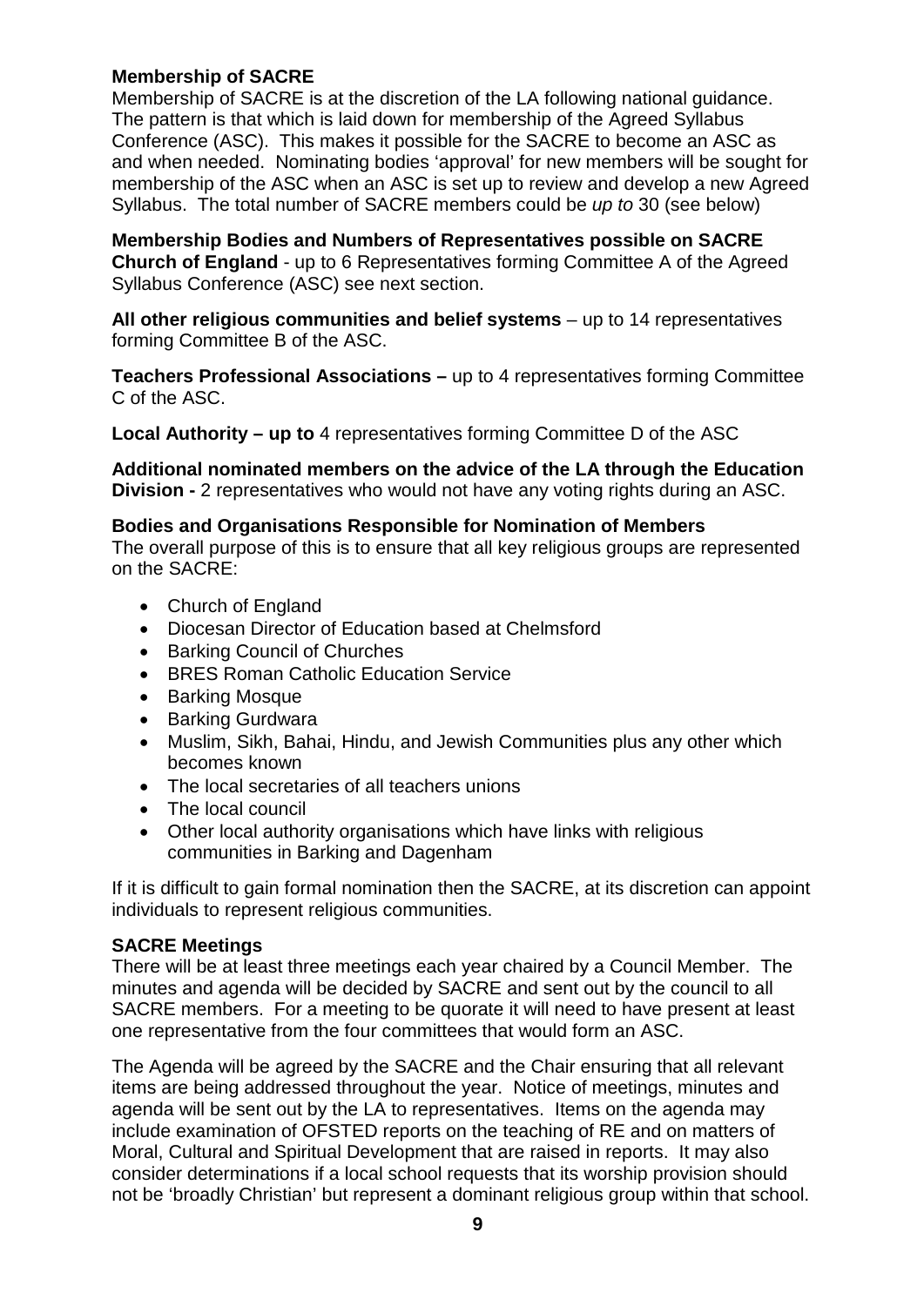**Membership of SACRE**
Membership of SACRE is at the discretion of the LA following national guidance. The pattern is that which is laid down for membership of the Agreed Syllabus Conference (ASC). This makes it possible for the SACRE to become an ASC as and when needed. Nominating bodies 'approval' for new members will be sought for membership of the ASC when an ASC is set up to review and develop a new Agreed Syllabus. The total number of SACRE members could be *up to* 30 (see below)

**Membership Bodies and Numbers of Representatives possible on SACRE**
**Church of England** - up to 6 Representatives forming Committee A of the Agreed Syllabus Conference (ASC) see next section.

**All other religious communities and belief systems** – up to 14 representatives forming Committee B of the ASC.

**Teachers Professional Associations –** up to 4 representatives forming Committee C of the ASC.

**Local Authority – up to** 4 representatives forming Committee D of the ASC

**Additional nominated members on the advice of the LA through the Education Division -** 2 representatives who would not have any voting rights during an ASC.

**Bodies and Organisations Responsible for Nomination of Members**
The overall purpose of this is to ensure that all key religious groups are represented on the SACRE:

- Church of England
- Diocesan Director of Education based at Chelmsford
- Barking Council of Churches
- BRES Roman Catholic Education Service
- Barking Mosque
- Barking Gurdwara
- Muslim, Sikh, Bahai, Hindu, and Jewish Communities plus any other which becomes known
- The local secretaries of all teachers unions
- The local council
- Other local authority organisations which have links with religious communities in Barking and Dagenham

If it is difficult to gain formal nomination then the SACRE, at its discretion can appoint individuals to represent religious communities.

**SACRE Meetings**
There will be at least three meetings each year chaired by a Council Member. The minutes and agenda will be decided by SACRE and sent out by the council to all SACRE members. For a meeting to be quorate it will need to have present at least one representative from the four committees that would form an ASC.

The Agenda will be agreed by the SACRE and the Chair ensuring that all relevant items are being addressed throughout the year. Notice of meetings, minutes and agenda will be sent out by the LA to representatives. Items on the agenda may include examination of OFSTED reports on the teaching of RE and on matters of Moral, Cultural and Spiritual Development that are raised in reports. It may also consider determinations if a local school requests that its worship provision should not be 'broadly Christian' but represent a dominant religious group within that school.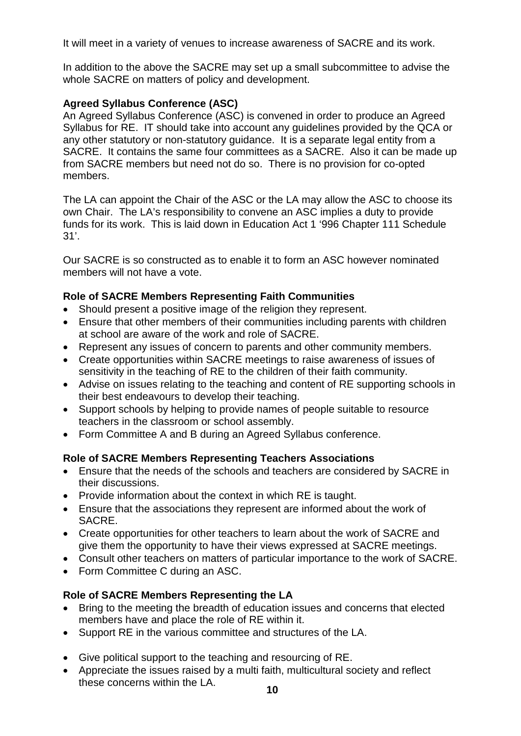It will meet in a variety of venues to increase awareness of SACRE and its work.

In addition to the above the SACRE may set up a small subcommittee to advise the whole SACRE on matters of policy and development.

**Agreed Syllabus Conference (ASC)**

An Agreed Syllabus Conference (ASC) is convened in order to produce an Agreed Syllabus for RE. IT should take into account any guidelines provided by the QCA or any other statutory or non-statutory guidance. It is a separate legal entity from a SACRE. It contains the same four committees as a SACRE. Also it can be made up from SACRE members but need not do so. There is no provision for co-opted members.

The LA can appoint the Chair of the ASC or the LA may allow the ASC to choose its own Chair. The LA's responsibility to convene an ASC implies a duty to provide funds for its work. This is laid down in Education Act 1 '996 Chapter 111 Schedule 31'.

Our SACRE is so constructed as to enable it to form an ASC however nominated members will not have a vote.

**Role of SACRE Members Representing Faith Communities**

- Should present a positive image of the religion they represent.
- Ensure that other members of their communities including parents with children at school are aware of the work and role of SACRE.
- Represent any issues of concern to parents and other community members.
- Create opportunities within SACRE meetings to raise awareness of issues of sensitivity in the teaching of RE to the children of their faith community.
- Advise on issues relating to the teaching and content of RE supporting schools in their best endeavours to develop their teaching.
- Support schools by helping to provide names of people suitable to resource teachers in the classroom or school assembly.
- Form Committee A and B during an Agreed Syllabus conference.

**Role of SACRE Members Representing Teachers Associations**

- Ensure that the needs of the schools and teachers are considered by SACRE in their discussions.
- Provide information about the context in which RE is taught.
- Ensure that the associations they represent are informed about the work of SACRE.
- Create opportunities for other teachers to learn about the work of SACRE and give them the opportunity to have their views expressed at SACRE meetings.
- Consult other teachers on matters of particular importance to the work of SACRE.
- Form Committee C during an ASC.

**Role of SACRE Members Representing the LA**

- Bring to the meeting the breadth of education issues and concerns that elected members have and place the role of RE within it.
- Support RE in the various committee and structures of the LA.
- Give political support to the teaching and resourcing of RE.
- Appreciate the issues raised by a multi faith, multicultural society and reflect these concerns within the LA.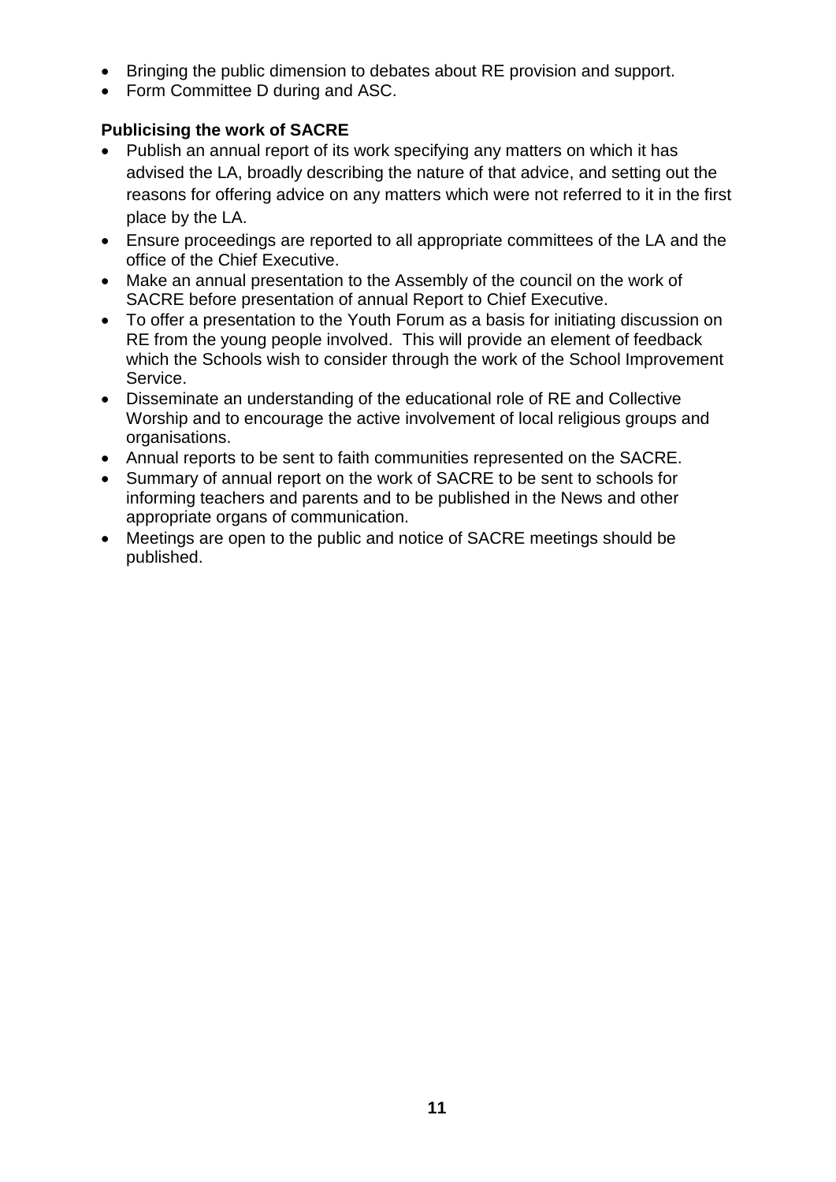- Bringing the public dimension to debates about RE provision and support.
- Form Committee D during and ASC.

**Publicising the work of SACRE**

- Publish an annual report of its work specifying any matters on which it has advised the LA, broadly describing the nature of that advice, and setting out the reasons for offering advice on any matters which were not referred to it in the first place by the LA.
- Ensure proceedings are reported to all appropriate committees of the LA and the office of the Chief Executive.
- Make an annual presentation to the Assembly of the council on the work of SACRE before presentation of annual Report to Chief Executive.
- To offer a presentation to the Youth Forum as a basis for initiating discussion on RE from the young people involved. This will provide an element of feedback which the Schools wish to consider through the work of the School Improvement Service.
- Disseminate an understanding of the educational role of RE and Collective Worship and to encourage the active involvement of local religious groups and organisations.
- Annual reports to be sent to faith communities represented on the SACRE.
- Summary of annual report on the work of SACRE to be sent to schools for informing teachers and parents and to be published in the News and other appropriate organs of communication.
- Meetings are open to the public and notice of SACRE meetings should be published.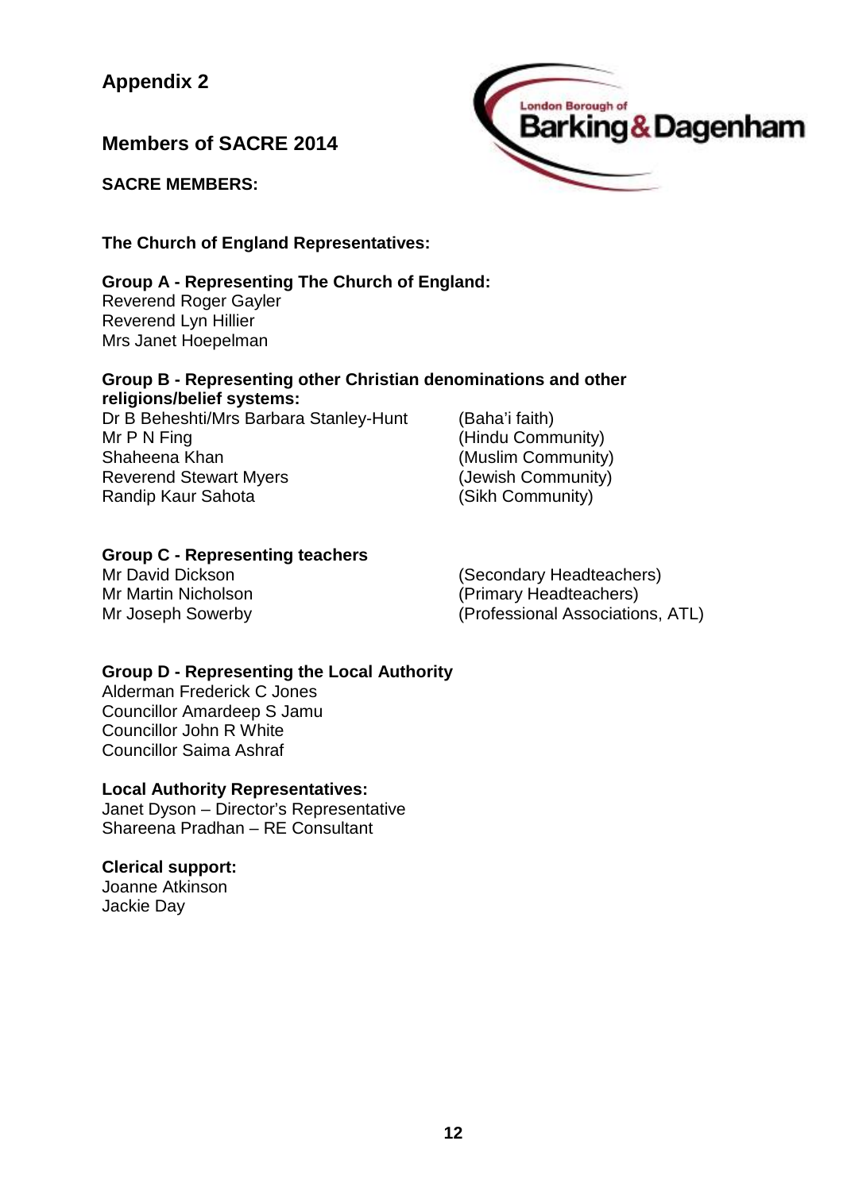# Appendix 2

## Members of SACRE 2014

**SACRE MEMBERS:**

**The Church of England Representatives:**

**Group A - Representing The Church of England:**
Reverend Roger Gayler
Reverend Lyn Hillier
Mrs Janet Hoepelman

**Group B - Representing other Christian denominations and other religions/belief systems:**

| | |
|---|---|
| Dr B Beheshti/Mrs Barbara Stanley-Hunt | (Baha'i faith) |
| Mr P N Fing | (Hindu Community) |
| Shaheena Khan | (Muslim Community) |
| Reverend Stewart Myers | (Jewish Community) |
| Randip Kaur Sahota | (Sikh Community) |

**Group C - Representing teachers**

| | |
|---|---|
| Mr David Dickson | (Secondary Headteachers) |
| Mr Martin Nicholson | (Primary Headteachers) |
| Mr Joseph Sowerby | (Professional Associations, ATL) |

**Group D - Representing the Local Authority**
Alderman Frederick C Jones
Councillor Amardeep S Jamu
Councillor John R White
Councillor Saima Ashraf

**Local Authority Representatives:**
Janet Dyson – Director's Representative
Shareena Pradhan – RE Consultant

**Clerical support:**
Joanne Atkinson
Jackie Day